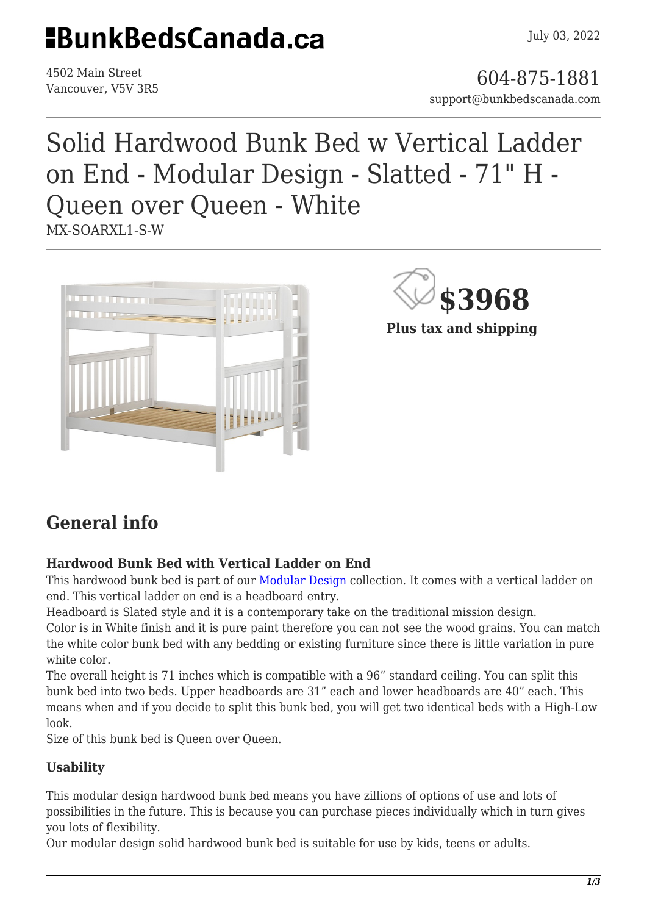# BunkBedsCanada.ca

July 03, 2022

4502 Main Street
Vancouver, V5V 3R5

604-875-1881
support@bunkbedscanada.com

# Solid Hardwood Bunk Bed w Vertical Ladder on End - Modular Design - Slatted - 71" H - Queen over Queen - White

MX-SOARXL1-S-W

**$3968**

**Plus tax and shipping**

## General info

### Hardwood Bunk Bed with Vertical Ladder on End

This hardwood bunk bed is part of our [Modular Design] collection. It comes with a vertical ladder on end. This vertical ladder on end is a headboard entry.
Headboard is Slated style and it is a contemporary take on the traditional mission design.
Color is in White finish and it is pure paint therefore you can not see the wood grains. You can match the white color bunk bed with any bedding or existing furniture since there is little variation in pure white color.
The overall height is 71 inches which is compatible with a 96" standard ceiling. You can split this bunk bed into two beds. Upper headboards are 31" each and lower headboards are 40" each. This means when and if you decide to split this bunk bed, you will get two identical beds with a High-Low look.
Size of this bunk bed is Queen over Queen.

### Usability

This modular design hardwood bunk bed means you have zillions of options of use and lots of possibilities in the future. This is because you can purchase pieces individually which in turn gives you lots of flexibility.
Our modular design solid hardwood bunk bed is suitable for use by kids, teens or adults.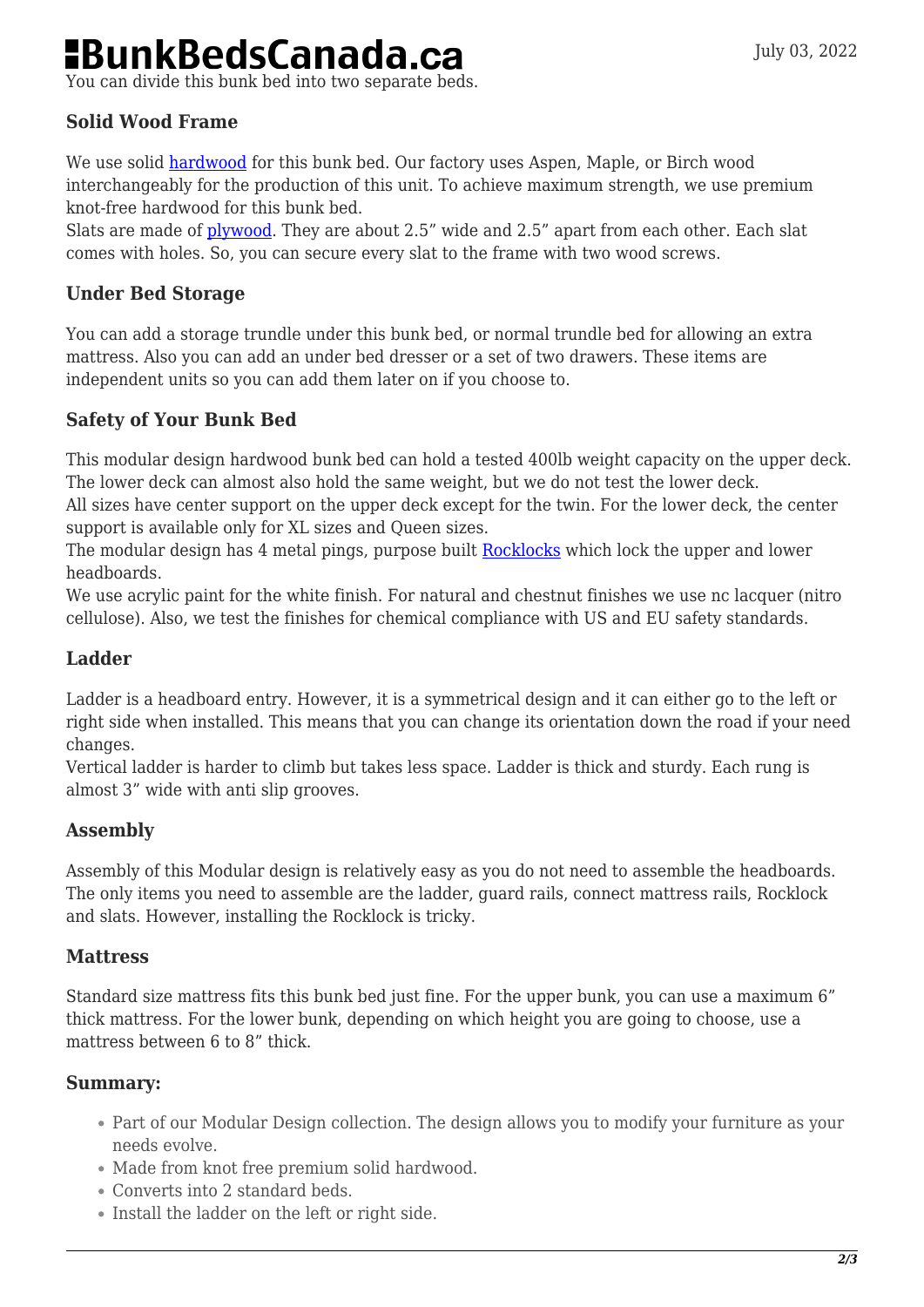You can divide this bunk bed into two separate beds.

### Solid Wood Frame

We use solid hardwood for this bunk bed. Our factory uses Aspen, Maple, or Birch wood interchangeably for the production of this unit. To achieve maximum strength, we use premium knot-free hardwood for this bunk bed.
Slats are made of plywood. They are about 2.5" wide and 2.5" apart from each other. Each slat comes with holes. So, you can secure every slat to the frame with two wood screws.

### Under Bed Storage

You can add a storage trundle under this bunk bed, or normal trundle bed for allowing an extra mattress. Also you can add an under bed dresser or a set of two drawers. These items are independent units so you can add them later on if you choose to.

### Safety of Your Bunk Bed

This modular design hardwood bunk bed can hold a tested 400lb weight capacity on the upper deck. The lower deck can almost also hold the same weight, but we do not test the lower deck.
All sizes have center support on the upper deck except for the twin. For the lower deck, the center support is available only for XL sizes and Queen sizes.
The modular design has 4 metal pings, purpose built Rocklocks which lock the upper and lower headboards.
We use acrylic paint for the white finish. For natural and chestnut finishes we use nc lacquer (nitro cellulose). Also, we test the finishes for chemical compliance with US and EU safety standards.

### Ladder

Ladder is a headboard entry. However, it is a symmetrical design and it can either go to the left or right side when installed. This means that you can change its orientation down the road if your need changes.
Vertical ladder is harder to climb but takes less space. Ladder is thick and sturdy. Each rung is almost 3" wide with anti slip grooves.

### Assembly

Assembly of this Modular design is relatively easy as you do not need to assemble the headboards. The only items you need to assemble are the ladder, guard rails, connect mattress rails, Rocklock and slats. However, installing the Rocklock is tricky.

### Mattress

Standard size mattress fits this bunk bed just fine. For the upper bunk, you can use a maximum 6" thick mattress. For the lower bunk, depending on which height you are going to choose, use a mattress between 6 to 8" thick.

### Summary:

- Part of our Modular Design collection. The design allows you to modify your furniture as your needs evolve.
- Made from knot free premium solid hardwood.
- Converts into 2 standard beds.
- Install the ladder on the left or right side.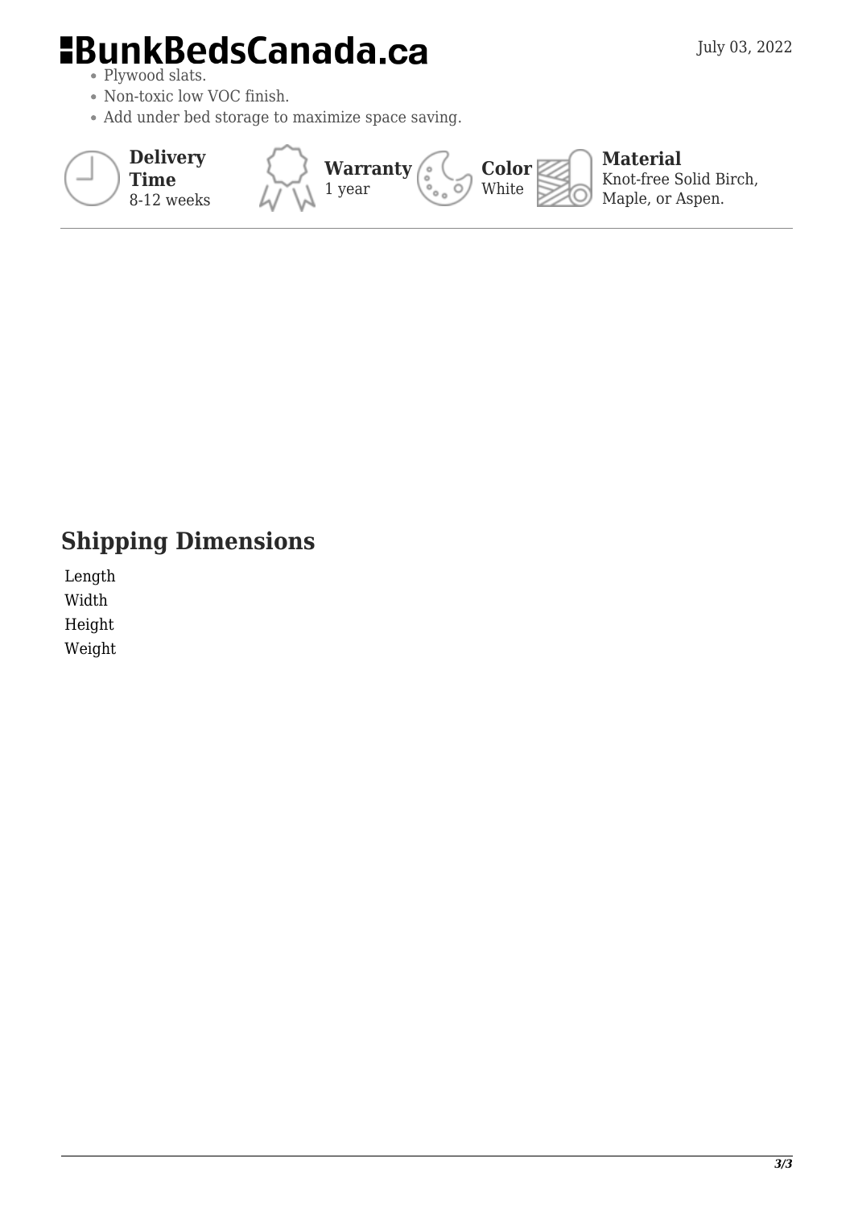- Plywood slats.
- Non-toxic low VOC finish.
- Add under bed storage to maximize space saving.

**Delivery Time**
8-12 weeks

**Warranty**
1 year

**Color**
White

**Material**
Knot-free Solid Birch, Maple, or Aspen.

## Shipping Dimensions

| | |
|---|---|
| Length | |
| Width | |
| Height | |
| Weight | |